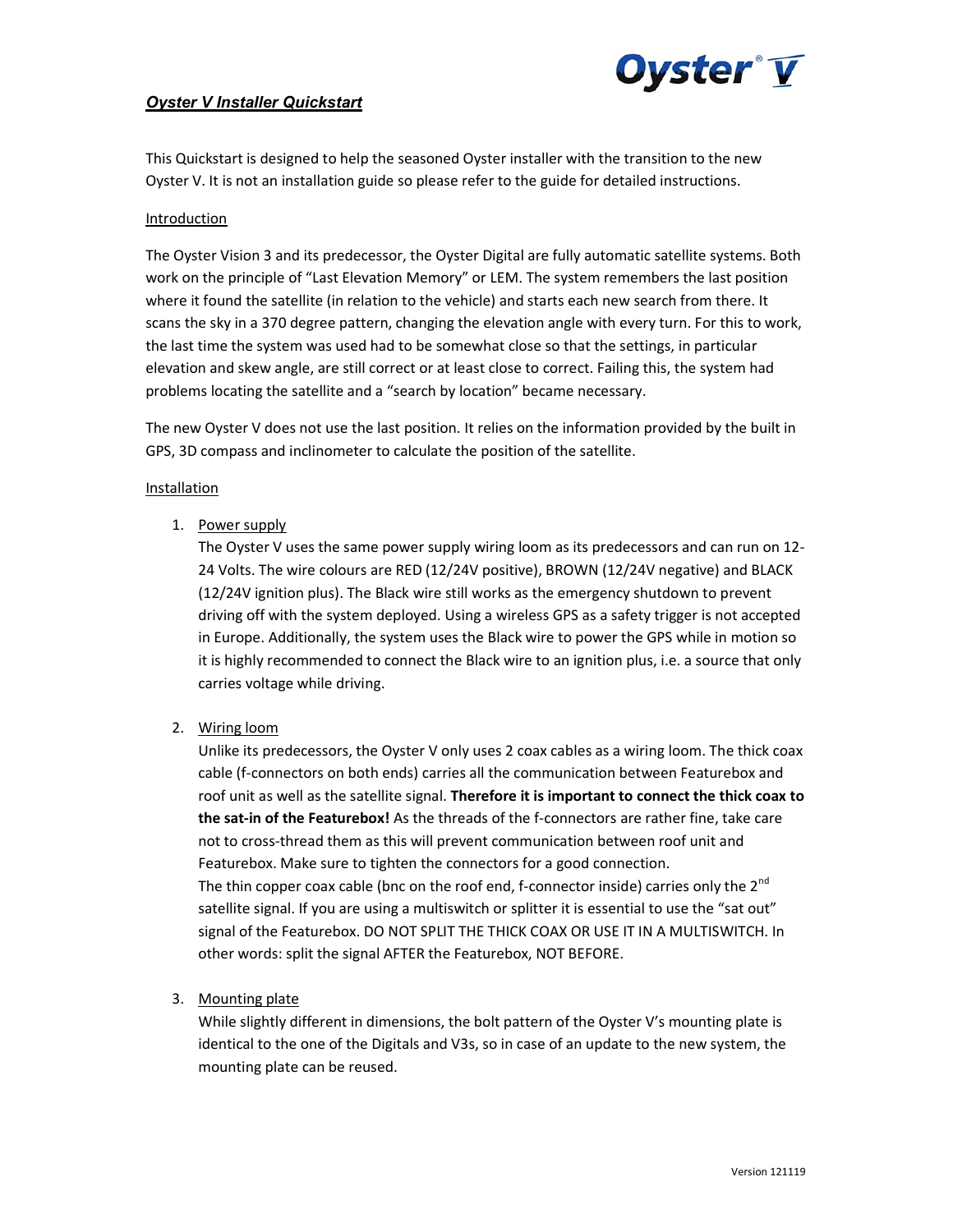# *Oyster V Installer Quickstart*

This Quickstart is designed to help the seasoned Oyster installer with the transition to the new Oyster V. It is not an installation guide so please refer to the guide for detailed instructions.

## Introduction

The Oyster Vision 3 and its predecessor, the Oyster Digital are fully automatic satellite systems. Both work on the principle of "Last Elevation Memory" or LEM. The system remembers the last position where it found the satellite (in relation to the vehicle) and starts each new search from there. It scans the sky in a 370 degree pattern, changing the elevation angle with every turn. For this to work, the last time the system was used had to be somewhat close so that the settings, in particular elevation and skew angle, are still correct or at least close to correct. Failing this, the system had problems locating the satellite and a "search by location" became necessary.

The new Oyster V does not use the last position. It relies on the information provided by the built in GPS, 3D compass and inclinometer to calculate the position of the satellite.

## Installation

1. Power supply
   The Oyster V uses the same power supply wiring loom as its predecessors and can run on 12-24 Volts. The wire colours are RED (12/24V positive), BROWN (12/24V negative) and BLACK (12/24V ignition plus). The Black wire still works as the emergency shutdown to prevent driving off with the system deployed. Using a wireless GPS as a safety trigger is not accepted in Europe. Additionally, the system uses the Black wire to power the GPS while in motion so it is highly recommended to connect the Black wire to an ignition plus, i.e. a source that only carries voltage while driving.

2. Wiring loom
   Unlike its predecessors, the Oyster V only uses 2 coax cables as a wiring loom. The thick coax cable (f-connectors on both ends) carries all the communication between Featurebox and roof unit as well as the satellite signal. **Therefore it is important to connect the thick coax to the sat-in of the Featurebox!** As the threads of the f-connectors are rather fine, take care not to cross-thread them as this will prevent communication between roof unit and Featurebox. Make sure to tighten the connectors for a good connection.
   The thin copper coax cable (bnc on the roof end, f-connector inside) carries only the 2nd satellite signal. If you are using a multiswitch or splitter it is essential to use the "sat out" signal of the Featurebox. DO NOT SPLIT THE THICK COAX OR USE IT IN A MULTISWITCH. In other words: split the signal AFTER the Featurebox, NOT BEFORE.

3. Mounting plate
   While slightly different in dimensions, the bolt pattern of the Oyster V's mounting plate is identical to the one of the Digitals and V3s, so in case of an update to the new system, the mounting plate can be reused.

Version 121119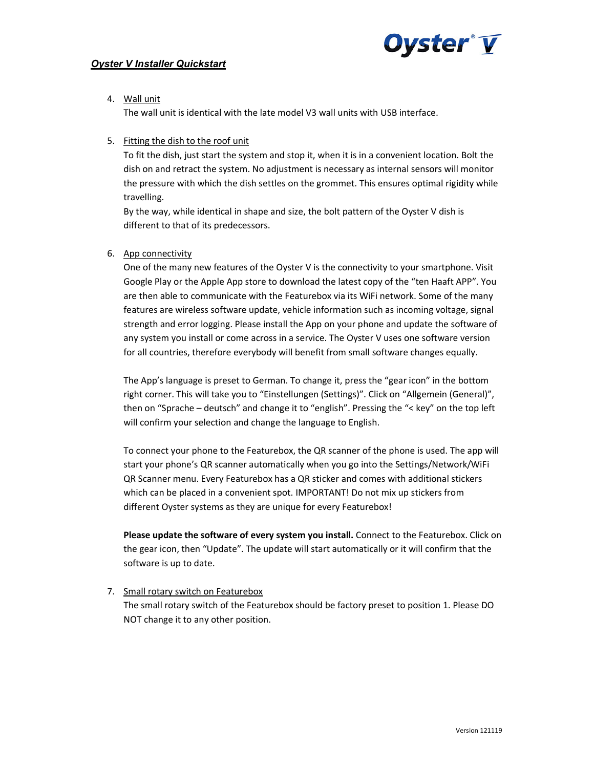4. Wall unit

   The wall unit is identical with the late model V3 wall units with USB interface.

5. Fitting the dish to the roof unit

   To fit the dish, just start the system and stop it, when it is in a convenient location. Bolt the dish on and retract the system. No adjustment is necessary as internal sensors will monitor the pressure with which the dish settles on the grommet. This ensures optimal rigidity while travelling.

   By the way, while identical in shape and size, the bolt pattern of the Oyster V dish is different to that of its predecessors.

6. App connectivity

   One of the many new features of the Oyster V is the connectivity to your smartphone. Visit Google Play or the Apple App store to download the latest copy of the "ten Haaft APP". You are then able to communicate with the Featurebox via its WiFi network. Some of the many features are wireless software update, vehicle information such as incoming voltage, signal strength and error logging. Please install the App on your phone and update the software of any system you install or come across in a service. The Oyster V uses one software version for all countries, therefore everybody will benefit from small software changes equally.

   The App's language is preset to German. To change it, press the "gear icon" in the bottom right corner. This will take you to "Einstellungen (Settings)". Click on "Allgemein (General)", then on "Sprache – deutsch" and change it to "english". Pressing the "< key" on the top left will confirm your selection and change the language to English.

   To connect your phone to the Featurebox, the QR scanner of the phone is used. The app will start your phone's QR scanner automatically when you go into the Settings/Network/WiFi QR Scanner menu. Every Featurebox has a QR sticker and comes with additional stickers which can be placed in a convenient spot. IMPORTANT! Do not mix up stickers from different Oyster systems as they are unique for every Featurebox!

   **Please update the software of every system you install.** Connect to the Featurebox. Click on the gear icon, then "Update". The update will start automatically or it will confirm that the software is up to date.

7. Small rotary switch on Featurebox

   The small rotary switch of the Featurebox should be factory preset to position 1. Please DO NOT change it to any other position.

Version 121119